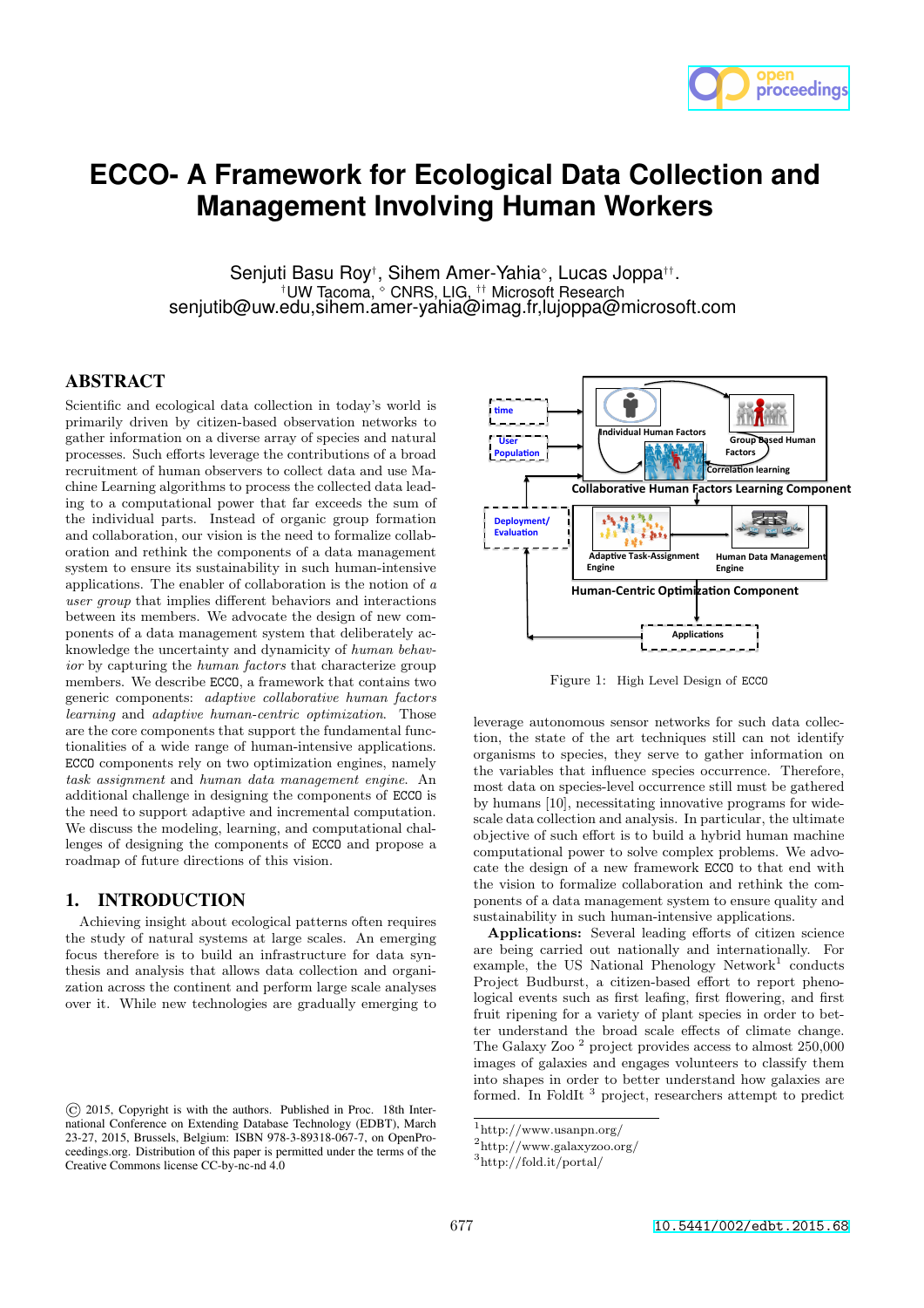# ECCO- A Framework for Ecological Data Collection and Management Involving Human Workers

Senjuti Basu Roy[†], Sihem Amer-Yahia[◇], Lucas Joppa[††].
[†]UW Tacoma, [◇] CNRS, LIG, [††] Microsoft Research
senjutib@uw.edu,sihem.amer-yahia@imag.fr,lujoppa@microsoft.com

## ABSTRACT

Scientific and ecological data collection in today's world is primarily driven by citizen-based observation networks to gather information on a diverse array of species and natural processes. Such efforts leverage the contributions of a broad recruitment of human observers to collect data and use Machine Learning algorithms to process the collected data leading to a computational power that far exceeds the sum of the individual parts. Instead of organic group formation and collaboration, our vision is the need to formalize collaboration and rethink the components of a data management system to ensure its sustainability in such human-intensive applications. The enabler of collaboration is the notion of *a user group* that implies different behaviors and interactions between its members. We advocate the design of new components of a data management system that deliberately acknowledge the uncertainty and dynamicity of *human behavior* by capturing the *human factors* that characterize group members. We describe ECCO, a framework that contains two generic components: *adaptive collaborative human factors learning* and *adaptive human-centric optimization*. Those are the core components that support the fundamental functionalities of a wide range of human-intensive applications. ECCO components rely on two optimization engines, namely *task assignment* and *human data management engine*. An additional challenge in designing the components of ECCO is the need to support adaptive and incremental computation. We discuss the modeling, learning, and computational challenges of designing the components of ECCO and propose a roadmap of future directions of this vision.

## 1. INTRODUCTION

Achieving insight about ecological patterns often requires the study of natural systems at large scales. An emerging focus therefore is to build an infrastructure for data synthesis and analysis that allows data collection and organization across the continent and perform large scale analyses over it. While new technologies are gradually emerging to leverage autonomous sensor networks for such data collection, the state of the art techniques still can not identify organisms to species, they serve to gather information on the variables that influence species occurrence. Therefore, most data on species-level occurrence still must be gathered by humans [10], necessitating innovative programs for wide-scale data collection and analysis. In particular, the ultimate objective of such effort is to build a hybrid human machine computational power to solve complex problems. We advocate the design of a new framework ECCO to that end with the vision to formalize collaboration and rethink the components of a data management system to ensure quality and sustainability in such human-intensive applications.

time
User Population
Individual Human Factors
Group Based Human Factors
Correlation learning
Collaborative Human Factors Learning Component
Deployment/ Evaluation
Adaptive Task-Assignment Engine
Human Data Management Engine
Human-Centric Optimization Component
Applications

Figure 1: High Level Design of ECCO

**Applications:** Several leading efforts of citizen science are being carried out nationally and internationally. For example, the US National Phenology Network[1] conducts Project Budburst, a citizen-based effort to report phenological events such as first leafing, first flowering, and first fruit ripening for a variety of plant species in order to better understand the broad scale effects of climate change. The Galaxy Zoo [2] project provides access to almost 250,000 images of galaxies and engages volunteers to classify them into shapes in order to better understand how galaxies are formed. In FoldIt [3] project, researchers attempt to predict

[1]http://www.usanpn.org/
[2]http://www.galaxyzoo.org/
[3]http://fold.it/portal/

© 2015, Copyright is with the authors. Published in Proc. 18th International Conference on Extending Database Technology (EDBT), March 23-27, 2015, Brussels, Belgium: ISBN 978-3-89318-067-7, on OpenProceedings.org. Distribution of this paper is permitted under the terms of the Creative Commons license CC-by-nc-nd 4.0

10.5441/002/edbt.2015.68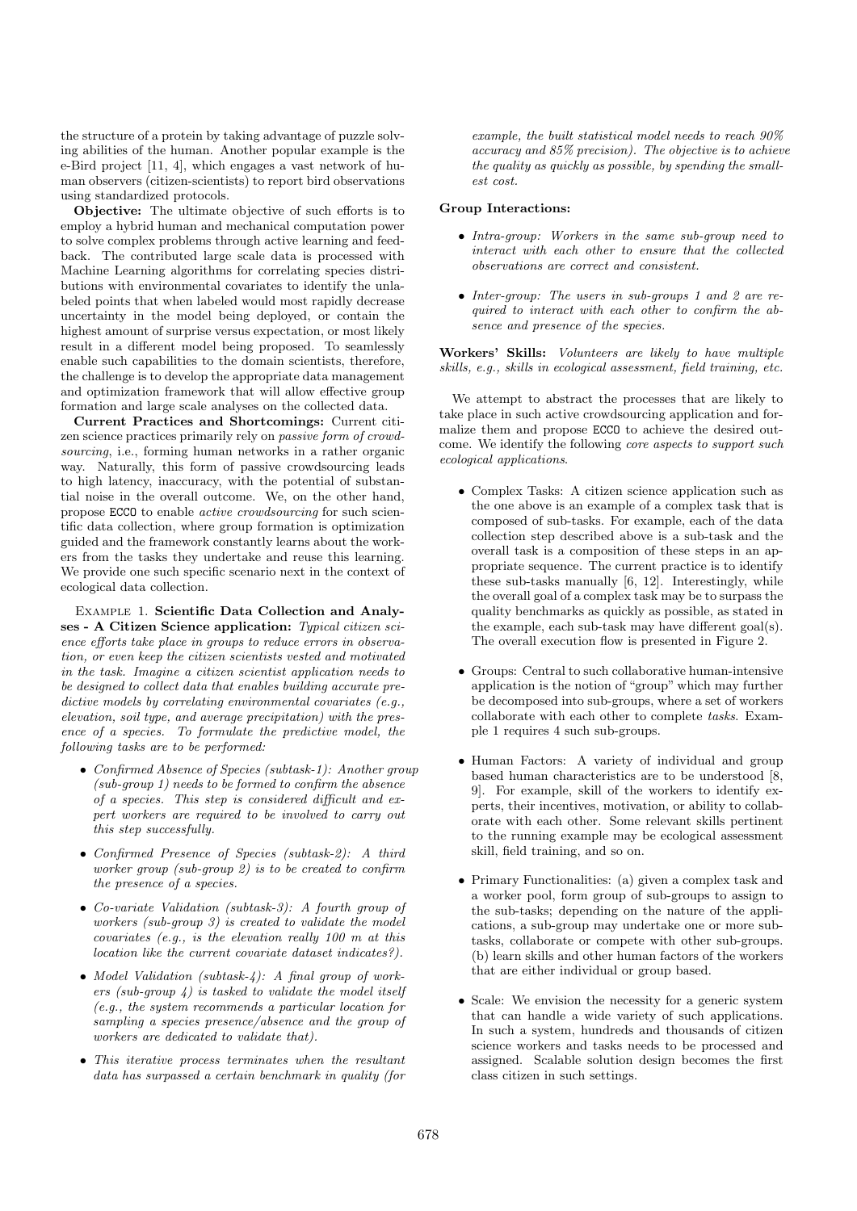the structure of a protein by taking advantage of puzzle solving abilities of the human. Another popular example is the e-Bird project [11, 4], which engages a vast network of human observers (citizen-scientists) to report bird observations using standardized protocols.

**Objective:** The ultimate objective of such efforts is to employ a hybrid human and mechanical computation power to solve complex problems through active learning and feedback. The contributed large scale data is processed with Machine Learning algorithms for correlating species distributions with environmental covariates to identify the unlabeled points that when labeled would most rapidly decrease uncertainty in the model being deployed, or contain the highest amount of surprise versus expectation, or most likely result in a different model being proposed. To seamlessly enable such capabilities to the domain scientists, therefore, the challenge is to develop the appropriate data management and optimization framework that will allow effective group formation and large scale analyses on the collected data.

**Current Practices and Shortcomings:** Current citizen science practices primarily rely on *passive form of crowdsourcing*, i.e., forming human networks in a rather organic way. Naturally, this form of passive crowdsourcing leads to high latency, inaccuracy, with the potential of substantial noise in the overall outcome. We, on the other hand, propose ECCO to enable *active crowdsourcing* for such scientific data collection, where group formation is optimization guided and the framework constantly learns about the workers from the tasks they undertake and reuse this learning. We provide one such specific scenario next in the context of ecological data collection.

Example 1. **Scientific Data Collection and Analyses - A Citizen Science application:** *Typical citizen science efforts take place in groups to reduce errors in observation, or even keep the citizen scientists vested and motivated in the task. Imagine a citizen scientist application needs to be designed to collect data that enables building accurate predictive models by correlating environmental covariates (e.g., elevation, soil type, and average precipitation) with the presence of a species. To formulate the predictive model, the following tasks are to be performed:*

- *Confirmed Absence of Species (subtask-1): Another group (sub-group 1) needs to be formed to confirm the absence of a species. This step is considered difficult and expert workers are required to be involved to carry out this step successfully.*
- *Confirmed Presence of Species (subtask-2): A third worker group (sub-group 2) is to be created to confirm the presence of a species.*
- *Co-variate Validation (subtask-3): A fourth group of workers (sub-group 3) is created to validate the model covariates (e.g., is the elevation really 100 m at this location like the current covariate dataset indicates?).*
- *Model Validation (subtask-4): A final group of workers (sub-group 4) is tasked to validate the model itself (e.g., the system recommends a particular location for sampling a species presence/absence and the group of workers are dedicated to validate that).*
- *This iterative process terminates when the resultant data has surpassed a certain benchmark in quality (for example, the built statistical model needs to reach 90% accuracy and 85% precision). The objective is to achieve the quality as quickly as possible, by spending the smallest cost.*

**Group Interactions:**

- *Intra-group: Workers in the same sub-group need to interact with each other to ensure that the collected observations are correct and consistent.*
- *Inter-group: The users in sub-groups 1 and 2 are required to interact with each other to confirm the absence and presence of the species.*

**Workers' Skills:** *Volunteers are likely to have multiple skills, e.g., skills in ecological assessment, field training, etc.*

We attempt to abstract the processes that are likely to take place in such active crowdsourcing application and formalize them and propose ECCO to achieve the desired outcome. We identify the following *core aspects to support such ecological applications*.

- Complex Tasks: A citizen science application such as the one above is an example of a complex task that is composed of sub-tasks. For example, each of the data collection step described above is a sub-task and the overall task is a composition of these steps in an appropriate sequence. The current practice is to identify these sub-tasks manually [6, 12]. Interestingly, while the overall goal of a complex task may be to surpass the quality benchmarks as quickly as possible, as stated in the example, each sub-task may have different goal(s). The overall execution flow is presented in Figure 2.
- Groups: Central to such collaborative human-intensive application is the notion of "group" which may further be decomposed into sub-groups, where a set of workers collaborate with each other to complete *tasks*. Example 1 requires 4 such sub-groups.
- Human Factors: A variety of individual and group based human characteristics are to be understood [8, 9]. For example, skill of the workers to identify experts, their incentives, motivation, or ability to collaborate with each other. Some relevant skills pertinent to the running example may be ecological assessment skill, field training, and so on.
- Primary Functionalities: (a) given a complex task and a worker pool, form group of sub-groups to assign to the sub-tasks; depending on the nature of the applications, a sub-group may undertake one or more subtasks, collaborate or compete with other sub-groups. (b) learn skills and other human factors of the workers that are either individual or group based.
- Scale: We envision the necessity for a generic system that can handle a wide variety of such applications. In such a system, hundreds and thousands of citizen science workers and tasks needs to be processed and assigned. Scalable solution design becomes the first class citizen in such settings.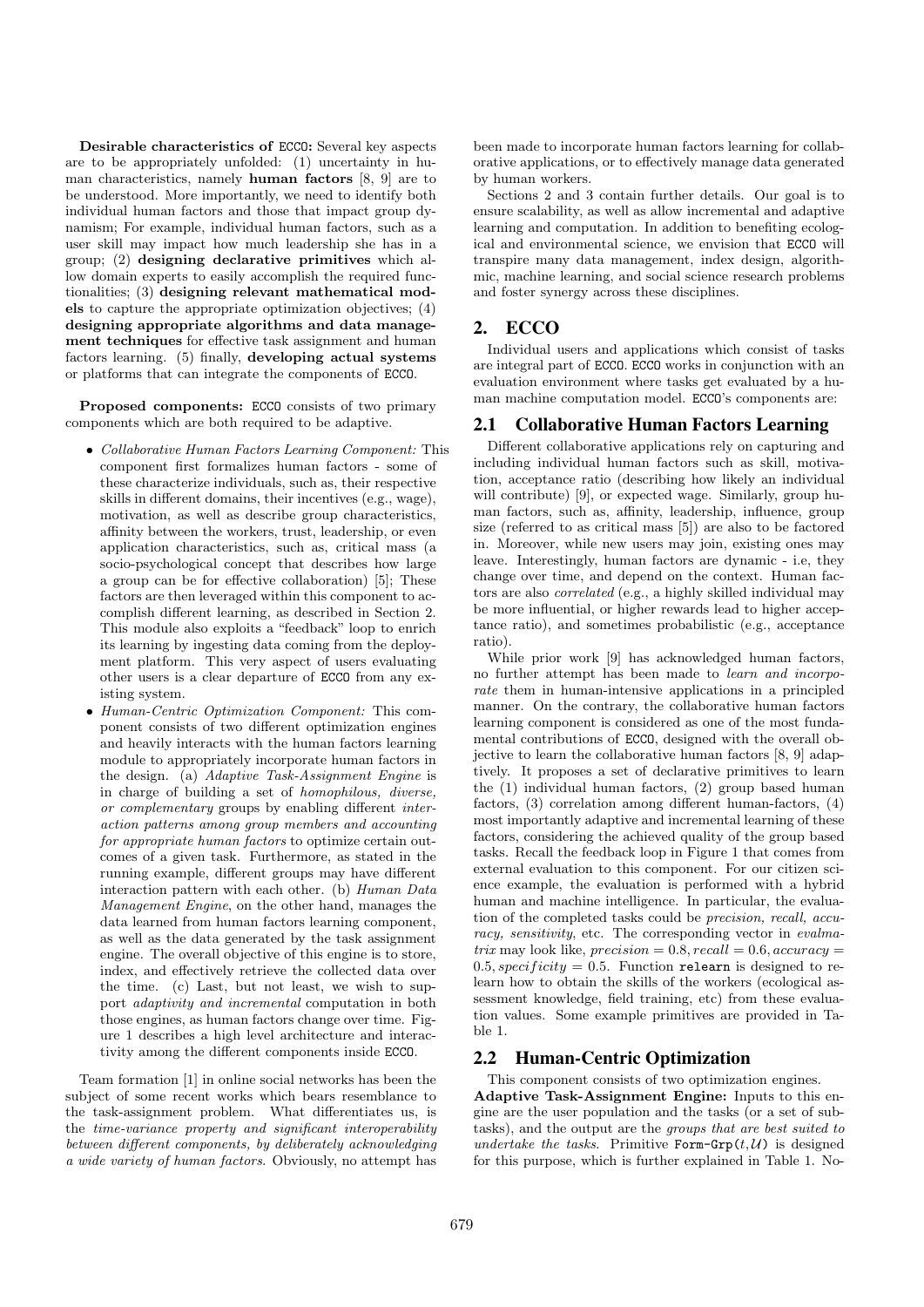**Desirable characteristics of ECCO:** Several key aspects are to be appropriately unfolded: (1) uncertainty in human characteristics, namely **human factors** [8, 9] are to be understood. More importantly, we need to identify both individual human factors and those that impact group dynamism; For example, individual human factors, such as a user skill may impact how much leadership she has in a group; (2) **designing declarative primitives** which allow domain experts to easily accomplish the required functionalities; (3) **designing relevant mathematical models** to capture the appropriate optimization objectives; (4) **designing appropriate algorithms and data management techniques** for effective task assignment and human factors learning. (5) finally, **developing actual systems** or platforms that can integrate the components of ECCO.

**Proposed components:** ECCO consists of two primary components which are both required to be adaptive.

- *Collaborative Human Factors Learning Component:* This component first formalizes human factors - some of these characterize individuals, such as, their respective skills in different domains, their incentives (e.g., wage), motivation, as well as describe group characteristics, affinity between the workers, trust, leadership, or even application characteristics, such as, critical mass (a socio-psychological concept that describes how large a group can be for effective collaboration) [5]; These factors are then leveraged within this component to accomplish different learning, as described in Section 2. This module also exploits a "feedback" loop to enrich its learning by ingesting data coming from the deployment platform. This very aspect of users evaluating other users is a clear departure of ECCO from any existing system.
- *Human-Centric Optimization Component:* This component consists of two different optimization engines and heavily interacts with the human factors learning module to appropriately incorporate human factors in the design. (a) *Adaptive Task-Assignment Engine* is in charge of building a set of *homophilous, diverse, or complementary* groups by enabling different *interaction patterns among group members and accounting for appropriate human factors* to optimize certain outcomes of a given task. Furthermore, as stated in the running example, different groups may have different interaction pattern with each other. (b) *Human Data Management Engine*, on the other hand, manages the data learned from human factors learning component, as well as the data generated by the task assignment engine. The overall objective of this engine is to store, index, and effectively retrieve the collected data over the time. (c) Last, but not least, we wish to support *adaptivity and incremental* computation in both those engines, as human factors change over time. Figure 1 describes a high level architecture and interactivity among the different components inside ECCO.

Team formation [1] in online social networks has been the subject of some recent works which bears resemblance to the task-assignment problem. What differentiates us, is the *time-variance property and significant interoperability between different components, by deliberately acknowledging a wide variety of human factors*. Obviously, no attempt has been made to incorporate human factors learning for collaborative applications, or to effectively manage data generated by human workers.

Sections 2 and 3 contain further details. Our goal is to ensure scalability, as well as allow incremental and adaptive learning and computation. In addition to benefiting ecological and environmental science, we envision that ECCO will transpire many data management, index design, algorithmic, machine learning, and social science research problems and foster synergy across these disciplines.

## 2. ECCO

Individual users and applications which consist of tasks are integral part of ECCO. ECCO works in conjunction with an evaluation environment where tasks get evaluated by a human machine computation model. ECCO's components are:

### 2.1 Collaborative Human Factors Learning

Different collaborative applications rely on capturing and including individual human factors such as skill, motivation, acceptance ratio (describing how likely an individual will contribute) [9], or expected wage. Similarly, group human factors, such as, affinity, leadership, influence, group size (referred to as critical mass [5]) are also to be factored in. Moreover, while new users may join, existing ones may leave. Interestingly, human factors are dynamic - i.e, they change over time, and depend on the context. Human factors are also *correlated* (e.g., a highly skilled individual may be more influential, or higher rewards lead to higher acceptance ratio), and sometimes probabilistic (e.g., acceptance ratio).

While prior work [9] has acknowledged human factors, no further attempt has been made to *learn and incorporate* them in human-intensive applications in a principled manner. On the contrary, the collaborative human factors learning component is considered as one of the most fundamental contributions of ECCO, designed with the overall objective to learn the collaborative human factors [8, 9] adaptively. It proposes a set of declarative primitives to learn the (1) individual human factors, (2) group based human factors, (3) correlation among different human-factors, (4) most importantly adaptive and incremental learning of these factors, considering the achieved quality of the group based tasks. Recall the feedback loop in Figure 1 that comes from external evaluation to this component. For our citizen science example, the evaluation is performed with a hybrid human and machine intelligence. In particular, the evaluation of the completed tasks could be *precision, recall, accuracy, sensitivity*, etc. The corresponding vector in *evalmatrix* may look like, $precision = 0.8, recall = 0.6, accuracy = 0.5, specificity = 0.5$. Function `relearn` is designed to relearn how to obtain the skills of the workers (ecological assessment knowledge, field training, etc) from these evaluation values. Some example primitives are provided in Table 1.

### 2.2 Human-Centric Optimization

This component consists of two optimization engines.

**Adaptive Task-Assignment Engine:** Inputs to this engine are the user population and the tasks (or a set of subtasks), and the output are the *groups that are best suited to undertake the tasks*. Primitive `Form-Grp`$(t, \mathcal{U})$ is designed for this purpose, which is further explained in Table 1. No-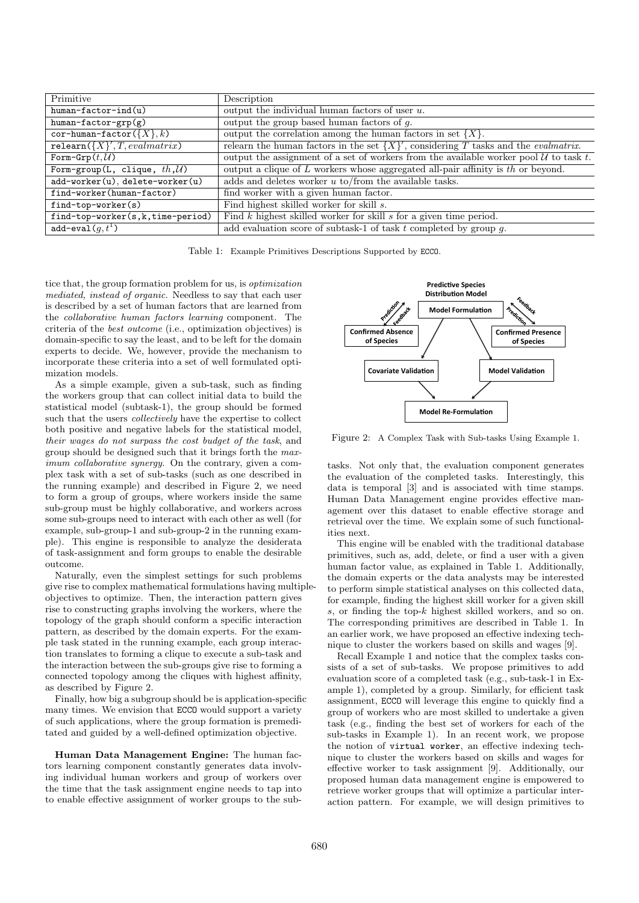| Primitive | Description |
|---|---|
| `human-factor-ind(u)` | output the individual human factors of user $u$. |
| `human-factor-grp(g)` | output the group based human factors of $g$. |
| `cor-human-factor`($\{X\}, k$) | output the correlation among the human factors in set $\{X\}$. |
| `relearn`($\{X\}', T, evalmatrix$) | relearn the human factors in the set $\{X\}'$, considering $T$ tasks and the *evalmatrix*. |
| `Form-Grp`($t, \mathcal{U}$) | output the assignment of a set of workers from the available worker pool $\mathcal{U}$ to task $t$. |
| `Form-group(L, clique,` $th, \mathcal{U}$`)` | output a clique of $L$ workers whose aggregated all-pair affinity is $th$ or beyond. |
| `add-worker(u), delete-worker(u)` | adds and deletes worker $u$ to/from the available tasks. |
| `find-worker(human-factor)` | find worker with a given human factor. |
| `find-top-worker(s)` | Find highest skilled worker for skill $s$. |
| `find-top-worker(s,k,time-period)` | Find $k$ highest skilled worker for skill $s$ for a given time period. |
| `add-eval`($g, t^1$) | add evaluation score of subtask-1 of task $t$ completed by group $g$. |

Table 1: Example Primitives Descriptions Supported by ECCO.

tice that, the group formation problem for us, is *optimization mediated, instead of organic*. Needless to say that each user is described by a set of human factors that are learned from the *collaborative human factors learning* component. The criteria of the *best outcome* (i.e., optimization objectives) is domain-specific to say the least, and to be left for the domain experts to decide. We, however, provide the mechanism to incorporate these criteria into a set of well formulated optimization models.

As a simple example, given a sub-task, such as finding the workers group that can collect initial data to build the statistical model (subtask-1), the group should be formed such that the users *collectively* have the expertise to collect both positive and negative labels for the statistical model, *their wages do not surpass the cost budget of the task*, and group should be designed such that it brings forth the *maximum collaborative synergy*. On the contrary, given a complex task with a set of sub-tasks (such as one described in the running example) and described in Figure 2, we need to form a group of groups, where workers inside the same sub-group must be highly collaborative, and workers across some sub-groups need to interact with each other as well (for example, sub-group-1 and sub-group-2 in the running example). This engine is responsible to analyze the desiderata of task-assignment and form groups to enable the desirable outcome.

Naturally, even the simplest settings for such problems give rise to complex mathematical formulations having multiple-objectives to optimize. Then, the interaction pattern gives rise to constructing graphs involving the workers, where the topology of the graph should conform a specific interaction pattern, as described by the domain experts. For the example task stated in the running example, each group interaction translates to forming a clique to execute a sub-task and the interaction between the sub-groups give rise to forming a connected topology among the cliques with highest affinity, as described by Figure 2.

Finally, how big a subgroup should be is application-specific many times. We envision that ECCO would support a variety of such applications, where the group formation is premeditated and guided by a well-defined optimization objective.

**Human Data Management Engine:** The human factors learning component constantly generates data involving individual human workers and group of workers over the time that the task assignment engine needs to tap into to enable effective assignment of worker groups to the sub-tasks. Not only that, the evaluation component generates the evaluation of the completed tasks. Interestingly, this data is temporal [3] and is associated with time stamps. Human Data Management engine provides effective management over this dataset to enable effective storage and retrieval over the time. We explain some of such functionalities next.

Predictive Species Distribution Model
Model Formulation
Prediction
Feedback
Prediction
Feedback
Confirmed Absence of Species
Confirmed Presence of Species
Covariate Validation
Model Validation
Model Re-Formulation

Figure 2: A Complex Task with Sub-tasks Using Example 1.

This engine will be enabled with the traditional database primitives, such as, add, delete, or find a user with a given human factor value, as explained in Table 1. Additionally, the domain experts or the data analysts may be interested to perform simple statistical analyses on this collected data, for example, finding the highest skill worker for a given skill $s$, or finding the top-$k$ highest skilled workers, and so on. The corresponding primitives are described in Table 1. In an earlier work, we have proposed an effective indexing technique to cluster the workers based on skills and wages [9].

Recall Example 1 and notice that the complex tasks consists of a set of sub-tasks. We propose primitives to add evaluation score of a completed task (e.g., sub-task-1 in Example 1), completed by a group. Similarly, for efficient task assignment, ECCO will leverage this engine to quickly find a group of workers who are most skilled to undertake a given task (e.g., finding the best set of workers for each of the sub-tasks in Example 1). In an recent work, we propose the notion of `virtual worker`, an effective indexing technique to cluster the workers based on skills and wages for effective worker to task assignment [9]. Additionally, our proposed human data management engine is empowered to retrieve worker groups that will optimize a particular interaction pattern. For example, we will design primitives to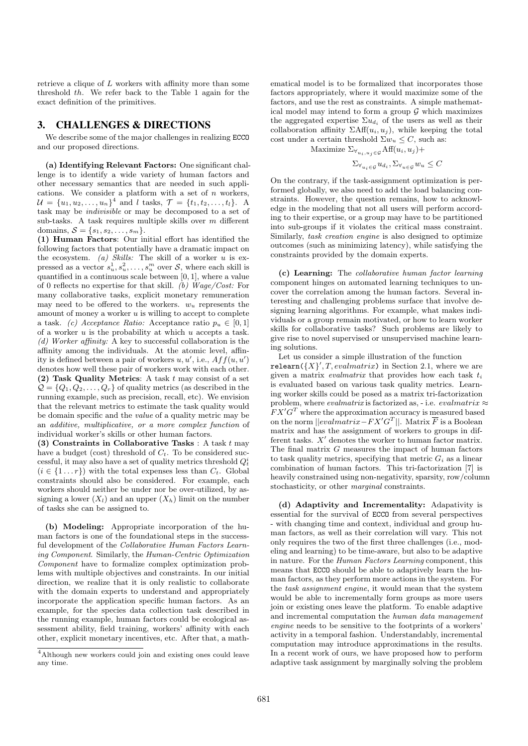retrieve a clique of $L$ workers with affinity more than some threshold $th$. We refer back to the Table 1 again for the exact definition of the primitives.

## 3. CHALLENGES & DIRECTIONS

We describe some of the major challenges in realizing ECCO and our proposed directions.

**(a) Identifying Relevant Factors:** One significant challenge is to identify a wide variety of human factors and other necessary semantics that are needed in such applications. We consider a platform with a set of $n$ workers, $\mathcal{U} = \{u_1, u_2, \ldots, u_n\}$[4] and $l$ tasks, $\mathcal{T} = \{t_1, t_2, \ldots, t_l\}$. A task may be *indivisible* or may be decomposed to a set of sub-tasks. A task requires multiple skills over $m$ different domains, $\mathcal{S} = \{s_1, s_2, \ldots, s_m\}$.

**(1) Human Factors**: Our initial effort has identified the following factors that potentially have a dramatic impact on the ecosystem. *(a) Skills:* The skill of a worker $u$ is expressed as a vector $s_u^1, s_u^2, \ldots, s_u^m$ over $\mathcal{S}$, where each skill is quantified in a continuous scale between $[0, 1]$, where a value of 0 reflects no expertise for that skill. *(b) Wage/Cost:* For many collaborative tasks, explicit monetary remuneration may need to be offered to the workers. $w_u$ represents the amount of money a worker $u$ is willing to accept to complete a task. *(c) Acceptance Ratio:* Acceptance ratio $p_u \in [0, 1]$ of a worker $u$ is the probability at which $u$ accepts a task. *(d) Worker affinity:* A key to successful collaboration is the affinity among the individuals. At the atomic level, affinity is defined between a pair of workers $u, u'$, i.e., $Aff(u, u')$ denotes how well these pair of workers work with each other.

**(2) Task Quality Metrics**: A task $t$ may consist of a set $\mathcal{Q} = \{Q_1, Q_2, \ldots, Q_r\}$ of quality metrics (as described in the running example, such as precision, recall, etc). We envision that the relevant metrics to estimate the task quality would be domain specific and the *value* of a quality metric may be an *additive, multiplicative, or a more complex function* of individual worker's skills or other human factors.

**(3) Constraints in Collaborative Tasks** : A task $t$ may have a budget (cost) threshold of $C_t$. To be considered successful, it may also have a set of quality metrics threshold $Q_t^i$ ($i \in \{1 \ldots r\}$) with the total expenses less than $C_t$. Global constraints should also be considered. For example, each workers should neither be under nor be over-utilized, by assigning a lower ($X_l$) and an upper ($X_h$) limit on the number of tasks she can be assigned to.

**(b) Modeling:** Appropriate incorporation of the human factors is one of the foundational steps in the successful development of the *Collaborative Human Factors Learning Component*. Similarly, the *Human-Centric Optimization Component* have to formalize complex optimization problems with multiple objectives and constraints. In our initial direction, we realize that it is only realistic to collaborate with the domain experts to understand and appropriately incorporate the application specific human factors. As an example, for the species data collection task described in the running example, human factors could be ecological assessment ability, field training, workers' affinity with each other, explicit monetary incentives, etc. After that, a mathematical model is to be formalized that incorporates those factors appropriately, where it would maximize some of the factors, and use the rest as constraints. A simple mathematical model may intend to form a group $\mathcal{G}$ which maximizes the aggregated expertise $\Sigma u_{d_i}$ of the users as well as their collaboration affinity $\Sigma \text{Aff}(u_i, u_j)$, while keeping the total cost under a certain threshold $\Sigma w_u \leq C$, such as:

$$\text{Maximize } \Sigma_{\forall_{u_i, u_j \in \mathcal{G}}} \text{Aff}(u_i, u_j) +$$

$$\Sigma_{\forall_{u_i \in \mathcal{G}}} u_{d_i}, \Sigma_{\forall_{u \in \mathcal{G}}} w_u \leq C$$

On the contrary, if the task-assignment optimization is performed globally, we also need to add the load balancing constraints. However, the question remains, how to acknowledge in the modeling that not all users will perform according to their expertise, or a group may have to be partitioned into sub-groups if it violates the critical mass constraint. Similarly, *task creation engine* is also designed to optimize outcomes (such as minimizing latency), while satisfying the constraints provided by the domain experts.

**(c) Learning:** The *collaborative human factor learning* component hinges on automated learning techniques to uncover the correlation among the human factors. Several interesting and challenging problems surface that involve designing learning algorithms. For example, what makes individuals or a group remain motivated, or how to learn worker skills for collaborative tasks? Such problems are likely to give rise to novel supervised or unsupervised machine learning solutions.

Let us consider a simple illustration of the function `relearn`$(\{X\}', T, evalmatrix)$ in Section 2.1, where we are given a matrix *evalmatrix* that provides how each task $t_i$ is evaluated based on various task quality metrics. Learning worker skills could be posed as a matrix tri-factorization problem, where *evalmatrix* is factorized as, - i.e. $evalmatrix \approx \overline{F}X'G^T$ where the approximation accuracy is measured based on the norm $||evalmatrix - \overline{F}X'G^T||$. Matrix $\overline{F}$ is a Boolean matrix and has the assignment of workers to groups in different tasks. $X'$ denotes the worker to human factor matrix. The final matrix $G$ measures the impact of human factors to task quality metrics, specifying that metric $G_i$ as a linear combination of human factors. This tri-factorization [7] is heavily constrained using non-negativity, sparsity, row/column stochasticity, or other *marginal* constraints.

**(d) Adaptivity and Incrementality:** Adapativity is essential for the survival of ECCO from several perspectives - with changing time and context, individual and group human factors, as well as their correlation will vary. This not only requires the two of the first three challenges (i.e., modeling and learning) to be time-aware, but also to be adaptive in nature. For the *Human Factors Learning* component, this means that ECCO should be able to adaptively learn the human factors, as they perform more actions in the system. For the *task assignment engine*, it would mean that the system would be able to incrementally form groups as more users join or existing ones leave the platform. To enable adaptive and incremental computation the *human data management engine* needs to be sensitive to the footprints of a workers' activity in a temporal fashion. Understandably, incremental computation may introduce approximations in the results. In a recent work of ours, we have proposed how to perform adaptive task assignment by marginally solving the problem

[4] Although new workers could join and existing ones could leave any time.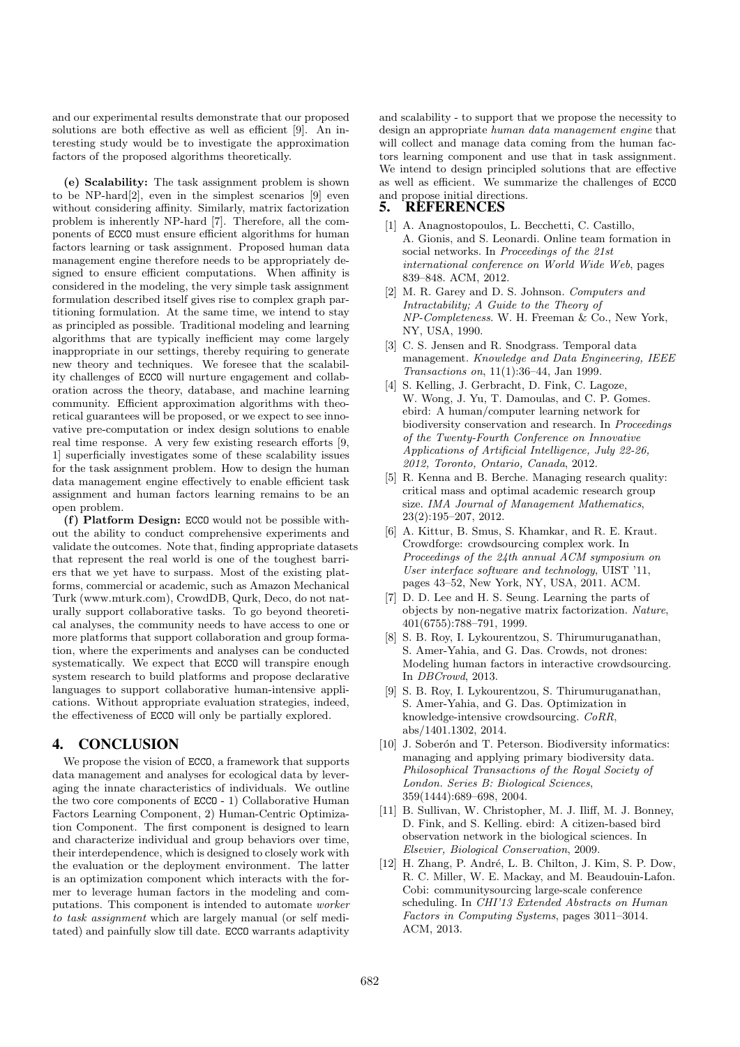and our experimental results demonstrate that our proposed solutions are both effective as well as efficient [9]. An interesting study would be to investigate the approximation factors of the proposed algorithms theoretically.

**(e) Scalability:** The task assignment problem is shown to be NP-hard[2], even in the simplest scenarios [9] even without considering affinity. Similarly, matrix factorization problem is inherently NP-hard [7]. Therefore, all the components of ECCO must ensure efficient algorithms for human factors learning or task assignment. Proposed human data management engine therefore needs to be appropriately designed to ensure efficient computations. When affinity is considered in the modeling, the very simple task assignment formulation described itself gives rise to complex graph partitioning formulation. At the same time, we intend to stay as principled as possible. Traditional modeling and learning algorithms that are typically inefficient may come largely inappropriate in our settings, thereby requiring to generate new theory and techniques. We foresee that the scalability challenges of ECCO will nurture engagement and collaboration across the theory, database, and machine learning community. Efficient approximation algorithms with theoretical guarantees will be proposed, or we expect to see innovative pre-computation or index design solutions to enable real time response. A very few existing research efforts [9, 1] superficially investigates some of these scalability issues for the task assignment problem. How to design the human data management engine effectively to enable efficient task assignment and human factors learning remains to be an open problem.

**(f) Platform Design:** ECCO would not be possible without the ability to conduct comprehensive experiments and validate the outcomes. Note that, finding appropriate datasets that represent the real world is one of the toughest barriers that we yet have to surpass. Most of the existing platforms, commercial or academic, such as Amazon Mechanical Turk (www.mturk.com), CrowdDB, Qurk, Deco, do not naturally support collaborative tasks. To go beyond theoretical analyses, the community needs to have access to one or more platforms that support collaboration and group formation, where the experiments and analyses can be conducted systematically. We expect that ECCO will transpire enough system research to build platforms and propose declarative languages to support collaborative human-intensive applications. Without appropriate evaluation strategies, indeed, the effectiveness of ECCO will only be partially explored.

## 4. CONCLUSION

We propose the vision of ECCO, a framework that supports data management and analyses for ecological data by leveraging the innate characteristics of individuals. We outline the two core components of ECCO - 1) Collaborative Human Factors Learning Component, 2) Human-Centric Optimization Component. The first component is designed to learn and characterize individual and group behaviors over time, their interdependence, which is designed to closely work with the evaluation or the deployment environment. The latter is an optimization component which interacts with the former to leverage human factors in the modeling and computations. This component is intended to automate *worker to task assignment* which are largely manual (or self meditated) and painfully slow till date. ECCO warrants adaptivity and scalability - to support that we propose the necessity to design an appropriate *human data management engine* that will collect and manage data coming from the human factors learning component and use that in task assignment. We intend to design principled solutions that are effective as well as efficient. We summarize the challenges of ECCO and propose initial directions.

## 5. REFERENCES

[1] A. Anagnostopoulos, L. Becchetti, C. Castillo, A. Gionis, and S. Leonardi. Online team formation in social networks. In *Proceedings of the 21st international conference on World Wide Web*, pages 839–848. ACM, 2012.

[2] M. R. Garey and D. S. Johnson. *Computers and Intractability; A Guide to the Theory of NP-Completeness*. W. H. Freeman & Co., New York, NY, USA, 1990.

[3] C. S. Jensen and R. Snodgrass. Temporal data management. *Knowledge and Data Engineering, IEEE Transactions on*, 11(1):36–44, Jan 1999.

[4] S. Kelling, J. Gerbracht, D. Fink, C. Lagoze, W. Wong, J. Yu, T. Damoulas, and C. P. Gomes. ebird: A human/computer learning network for biodiversity conservation and research. In *Proceedings of the Twenty-Fourth Conference on Innovative Applications of Artificial Intelligence, July 22-26, 2012, Toronto, Ontario, Canada*, 2012.

[5] R. Kenna and B. Berche. Managing research quality: critical mass and optimal academic research group size. *IMA Journal of Management Mathematics*, 23(2):195–207, 2012.

[6] A. Kittur, B. Smus, S. Khamkar, and R. E. Kraut. Crowdforge: crowdsourcing complex work. In *Proceedings of the 24th annual ACM symposium on User interface software and technology*, UIST '11, pages 43–52, New York, NY, USA, 2011. ACM.

[7] D. D. Lee and H. S. Seung. Learning the parts of objects by non-negative matrix factorization. *Nature*, 401(6755):788–791, 1999.

[8] S. B. Roy, I. Lykourentzou, S. Thirumuruganathan, S. Amer-Yahia, and G. Das. Crowds, not drones: Modeling human factors in interactive crowdsourcing. In *DBCrowd*, 2013.

[9] S. B. Roy, I. Lykourentzou, S. Thirumuruganathan, S. Amer-Yahia, and G. Das. Optimization in knowledge-intensive crowdsourcing. *CoRR*, abs/1401.1302, 2014.

[10] J. Soberón and T. Peterson. Biodiversity informatics: managing and applying primary biodiversity data. *Philosophical Transactions of the Royal Society of London. Series B: Biological Sciences*, 359(1444):689–698, 2004.

[11] B. Sullivan, W. Christopher, M. J. Iliff, M. J. Bonney, D. Fink, and S. Kelling. ebird: A citizen-based bird observation network in the biological sciences. In *Elsevier, Biological Conservation*, 2009.

[12] H. Zhang, P. André, L. B. Chilton, J. Kim, S. P. Dow, R. C. Miller, W. E. Mackay, and M. Beaudouin-Lafon. Cobi: communitysourcing large-scale conference scheduling. In *CHI'13 Extended Abstracts on Human Factors in Computing Systems*, pages 3011–3014. ACM, 2013.